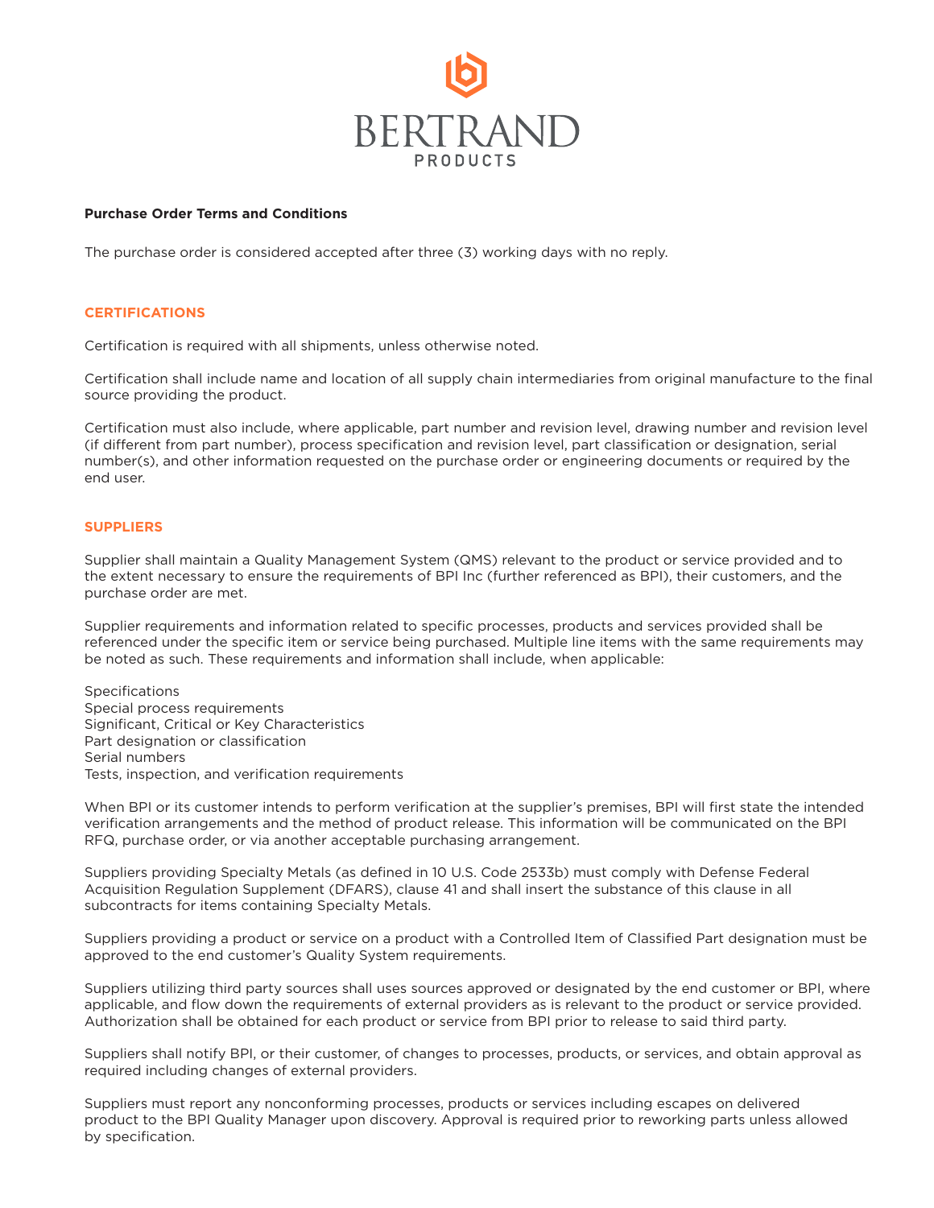# BERTRAND PRODUCTS

**Purchase Order Terms and Conditions**

The purchase order is considered accepted after three (3) working days with no reply.

## CERTIFICATIONS

Certification is required with all shipments, unless otherwise noted.

Certification shall include name and location of all supply chain intermediaries from original manufacture to the final source providing the product.

Certification must also include, where applicable, part number and revision level, drawing number and revision level (if different from part number), process specification and revision level, part classification or designation, serial number(s), and other information requested on the purchase order or engineering documents or required by the end user.

## SUPPLIERS

Supplier shall maintain a Quality Management System (QMS) relevant to the product or service provided and to the extent necessary to ensure the requirements of BPI Inc (further referenced as BPI), their customers, and the purchase order are met.

Supplier requirements and information related to specific processes, products and services provided shall be referenced under the specific item or service being purchased. Multiple line items with the same requirements may be noted as such. These requirements and information shall include, when applicable:

Specifications
Special process requirements
Significant, Critical or Key Characteristics
Part designation or classification
Serial numbers
Tests, inspection, and verification requirements

When BPI or its customer intends to perform verification at the supplier's premises, BPI will first state the intended verification arrangements and the method of product release. This information will be communicated on the BPI RFQ, purchase order, or via another acceptable purchasing arrangement.

Suppliers providing Specialty Metals (as defined in 10 U.S. Code 2533b) must comply with Defense Federal Acquisition Regulation Supplement (DFARS), clause 41 and shall insert the substance of this clause in all subcontracts for items containing Specialty Metals.

Suppliers providing a product or service on a product with a Controlled Item of Classified Part designation must be approved to the end customer's Quality System requirements.

Suppliers utilizing third party sources shall uses sources approved or designated by the end customer or BPI, where applicable, and flow down the requirements of external providers as is relevant to the product or service provided. Authorization shall be obtained for each product or service from BPI prior to release to said third party.

Suppliers shall notify BPI, or their customer, of changes to processes, products, or services, and obtain approval as required including changes of external providers.

Suppliers must report any nonconforming processes, products or services including escapes on delivered product to the BPI Quality Manager upon discovery. Approval is required prior to reworking parts unless allowed by specification.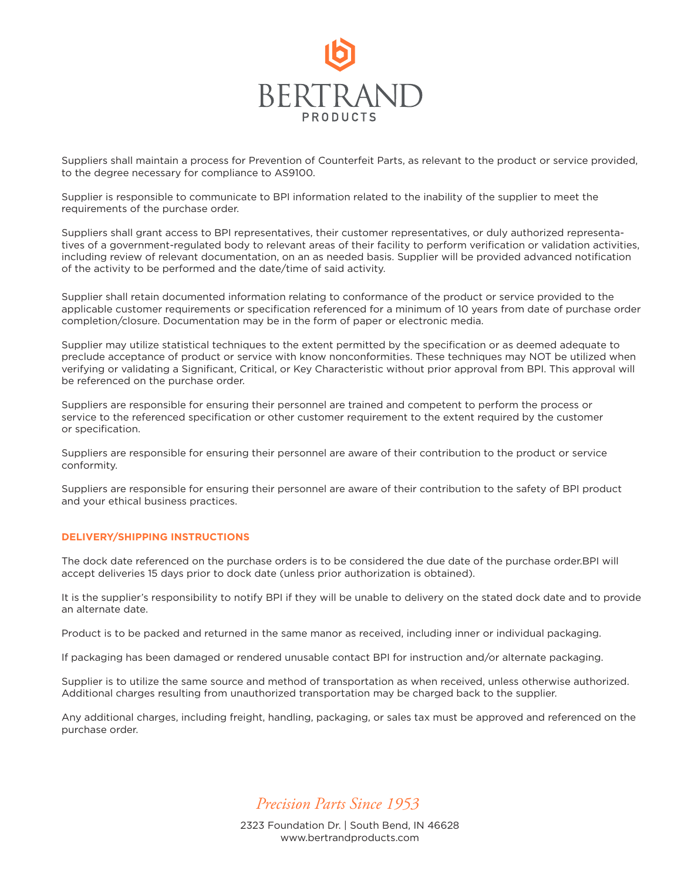Suppliers shall maintain a process for Prevention of Counterfeit Parts, as relevant to the product or service provided, to the degree necessary for compliance to AS9100.

Supplier is responsible to communicate to BPI information related to the inability of the supplier to meet the requirements of the purchase order.

Suppliers shall grant access to BPI representatives, their customer representatives, or duly authorized representatives of a government-regulated body to relevant areas of their facility to perform verification or validation activities, including review of relevant documentation, on an as needed basis. Supplier will be provided advanced notification of the activity to be performed and the date/time of said activity.

Supplier shall retain documented information relating to conformance of the product or service provided to the applicable customer requirements or specification referenced for a minimum of 10 years from date of purchase order completion/closure. Documentation may be in the form of paper or electronic media.

Supplier may utilize statistical techniques to the extent permitted by the specification or as deemed adequate to preclude acceptance of product or service with know nonconformities. These techniques may NOT be utilized when verifying or validating a Significant, Critical, or Key Characteristic without prior approval from BPI. This approval will be referenced on the purchase order.

Suppliers are responsible for ensuring their personnel are trained and competent to perform the process or service to the referenced specification or other customer requirement to the extent required by the customer or specification.

Suppliers are responsible for ensuring their personnel are aware of their contribution to the product or service conformity.

Suppliers are responsible for ensuring their personnel are aware of their contribution to the safety of BPI product and your ethical business practices.

## DELIVERY/SHIPPING INSTRUCTIONS

The dock date referenced on the purchase orders is to be considered the due date of the purchase order.BPI will accept deliveries 15 days prior to dock date (unless prior authorization is obtained).

It is the supplier's responsibility to notify BPI if they will be unable to delivery on the stated dock date and to provide an alternate date.

Product is to be packed and returned in the same manor as received, including inner or individual packaging.

If packaging has been damaged or rendered unusable contact BPI for instruction and/or alternate packaging.

Supplier is to utilize the same source and method of transportation as when received, unless otherwise authorized. Additional charges resulting from unauthorized transportation may be charged back to the supplier.

Any additional charges, including freight, handling, packaging, or sales tax must be approved and referenced on the purchase order.